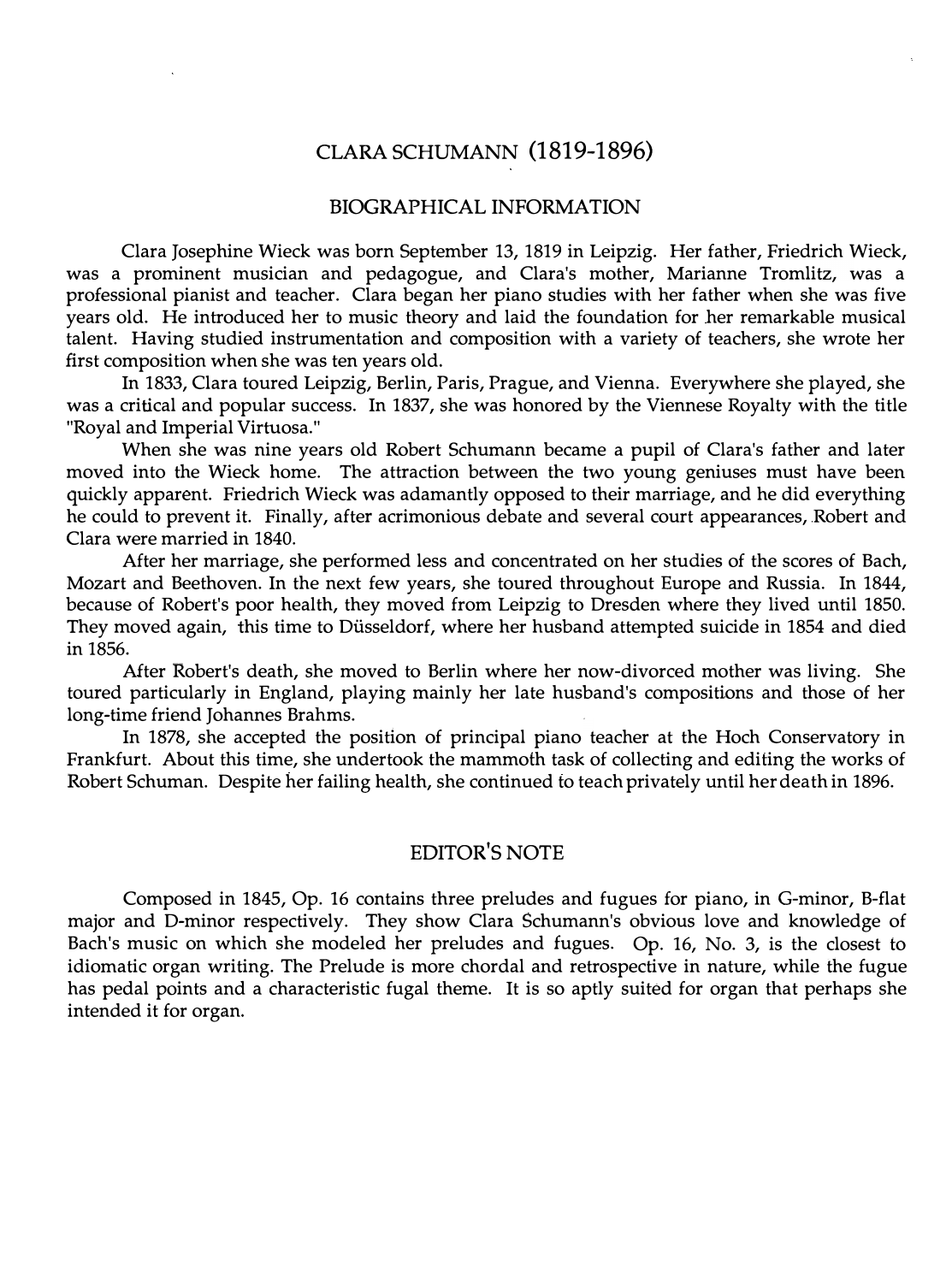# CLARA SCHUMANN (1819-1896)

## BIOGRAPHICAL INFORMATION

Clara Josephine Wieck was born September 13, 1819 in Leipzig. Her father, Friedrich Wieck, was a prominent musician and pedagogue, and Clara's mother, Marianne Tromlitz, was a professional pianist and teacher. Clara began her piano studies with her father when she was five years old. He introduced her to music theory and laid the foundation for her remarkable musical talent. Having studied instrumentation and composition with a variety of teachers, she wrote her first composition when she was ten years old.

In 1833, Clara toured Leipzig, Berlin, Paris, Prague, and Vienna. Everywhere she played, she was a critical and popular success. In 1837, she was honored by the Viennese Royalty with the title "Royal and Imperial Virtuosa."

When she was nine years old Robert Schumann became a pupil of Clara's father and later moved into the Wieck home. The attraction between the two young geniuses must have been quickly apparent. Friedrich Wieck was adamantly opposed to their marriage, and he did everything he could to prevent it. Finally, after acrimonious debate and several court appearances, Robert and Clara were married in 1840.

After her marriage, she performed less and concentrated on her studies of the scores of Bach, Mozart and Beethoven. In the next few years, she toured throughout Europe and Russia. In 1844, because of Robert's poor health, they moved from Leipzig to Dresden where they lived until 1850. They moved again, this time to Düsseldorf, where her husband attempted suicide in 1854 and died in 1856.

After Robert's death, she moved to Berlin where her now-divorced mother was living. She toured particularly in England, playing mainly her late husband's compositions and those of her long-time friend Johannes Brahms.

In 1878, she accepted the position of principal piano teacher at the Hoch Conservatory in Frankfurt. About this time, she undertook the mammoth task of collecting and editing the works of Robert Schuman. Despite her failing health, she continued to teach privately until her death in 1896.

## EDITOR'S NOTE

Composed in 1845, Op. 16 contains three preludes and fugues for piano, in G-minor, B-flat major and D-minor respectively. They show Clara Schumann's obvious love and knowledge of Bach's music on which she modeled her preludes and fugues. Op. 16, No. 3, is the closest to idiomatic organ writing. The Prelude is more chordal and retrospective in nature, while the fugue has pedal points and a characteristic fugal theme. It is so aptly suited for organ that perhaps she intended it for organ.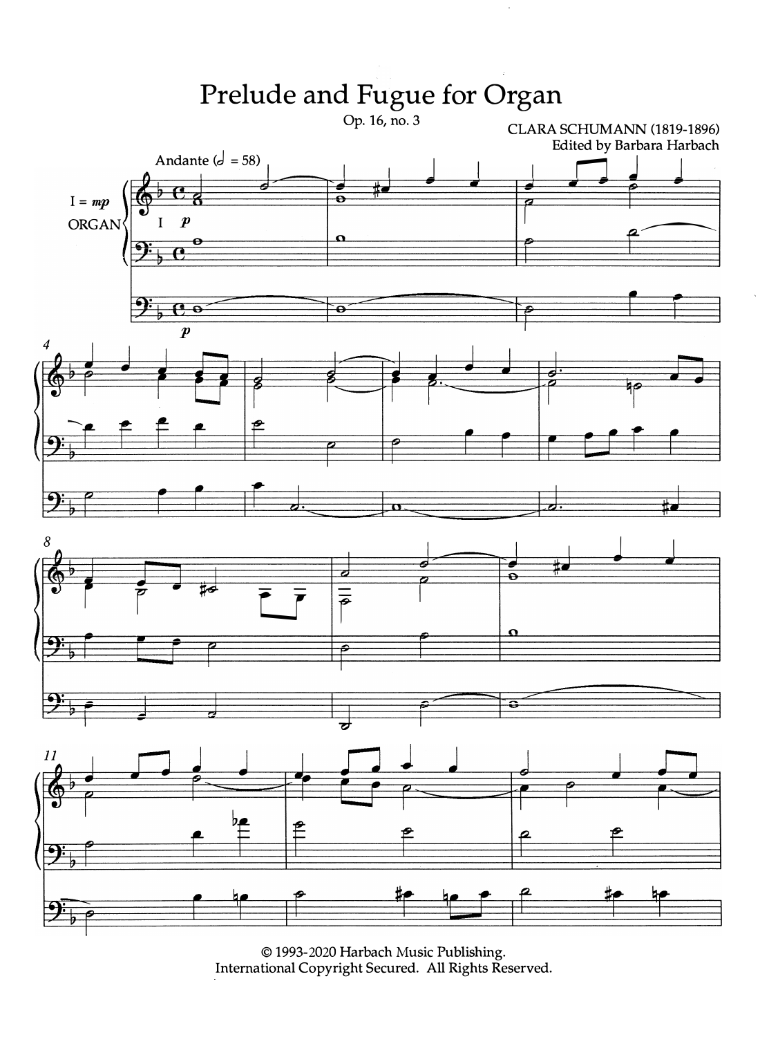# Prelude and Fugue for Organ

Op. 16, no. 3

CLARA SCHUMANN (1819-1896)

Edited by Barbara Harbach

Andante (𝅗𝅥 = 58)

I = *mp*

ORGAN

I *p*

*p*

© 1993-2020 Harbach Music Publishing.
International Copyright Secured. All Rights Reserved.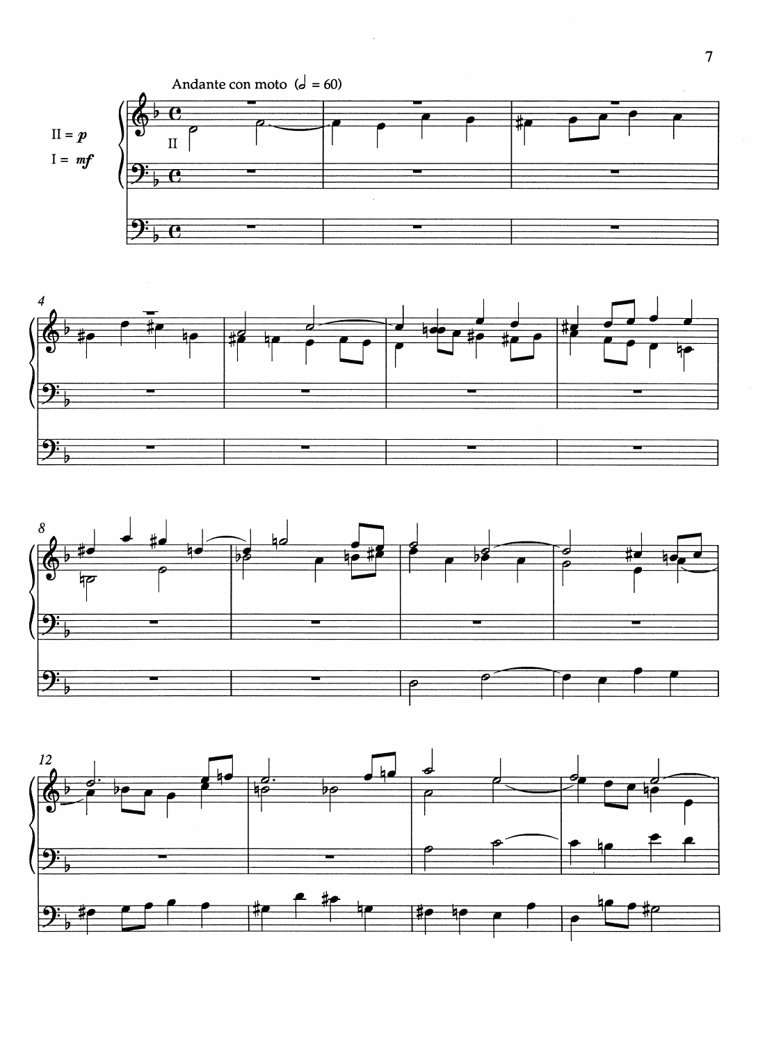Andante con moto (𝅗𝅥 = 60)

II = *p*

I = *mf*

II